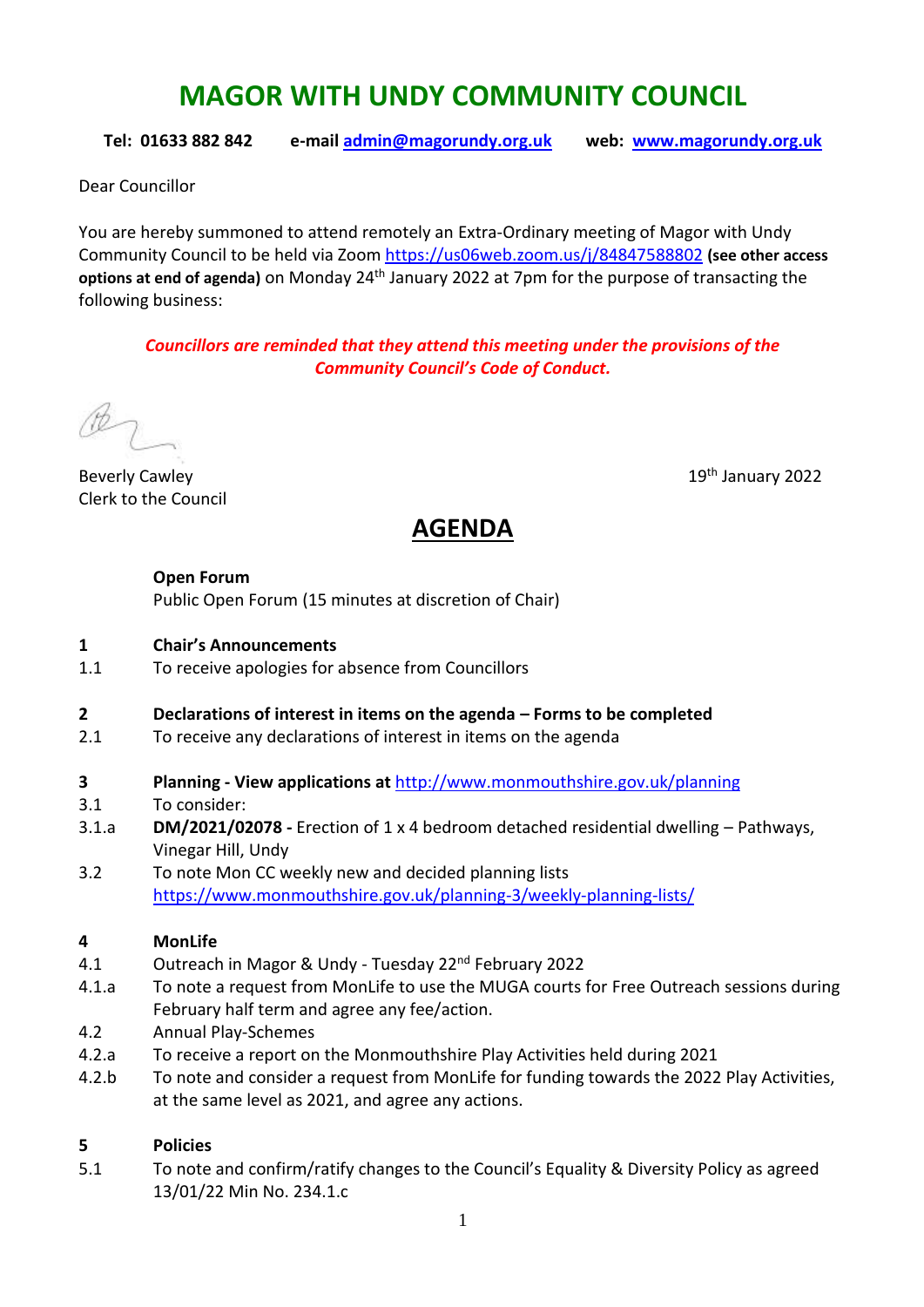# MAGOR WITH UNDY COMMUNITY COUNCIL

**Tel: 01633 882 842** **e-mail admin@magorundy.org.uk** **web: www.magorundy.org.uk**

Dear Councillor

You are hereby summoned to attend remotely an Extra-Ordinary meeting of Magor with Undy Community Council to be held via Zoom https://us06web.zoom.us/j/84847588802 **(see other access options at end of agenda)** on Monday 24th January 2022 at 7pm for the purpose of transacting the following business:

***Councillors are reminded that they attend this meeting under the provisions of the Community Council's Code of Conduct.***

Beverly Cawley
Clerk to the Council

19th January 2022

## AGENDA

**Open Forum**
Public Open Forum (15 minutes at discretion of Chair)

**1 Chair's Announcements**

1.1 To receive apologies for absence from Councillors

**2 Declarations of interest in items on the agenda – Forms to be completed**

2.1 To receive any declarations of interest in items on the agenda

**3 Planning - View applications at** http://www.monmouthshire.gov.uk/planning

3.1 To consider:

3.1.a **DM/2021/02078 -** Erection of 1 x 4 bedroom detached residential dwelling – Pathways, Vinegar Hill, Undy

3.2 To note Mon CC weekly new and decided planning lists https://www.monmouthshire.gov.uk/planning-3/weekly-planning-lists/

**4 MonLife**

4.1 Outreach in Magor & Undy - Tuesday 22nd February 2022

4.1.a To note a request from MonLife to use the MUGA courts for Free Outreach sessions during February half term and agree any fee/action.

4.2 Annual Play-Schemes

4.2.a To receive a report on the Monmouthshire Play Activities held during 2021

4.2.b To note and consider a request from MonLife for funding towards the 2022 Play Activities, at the same level as 2021, and agree any actions.

**5 Policies**

5.1 To note and confirm/ratify changes to the Council's Equality & Diversity Policy as agreed 13/01/22 Min No. 234.1.c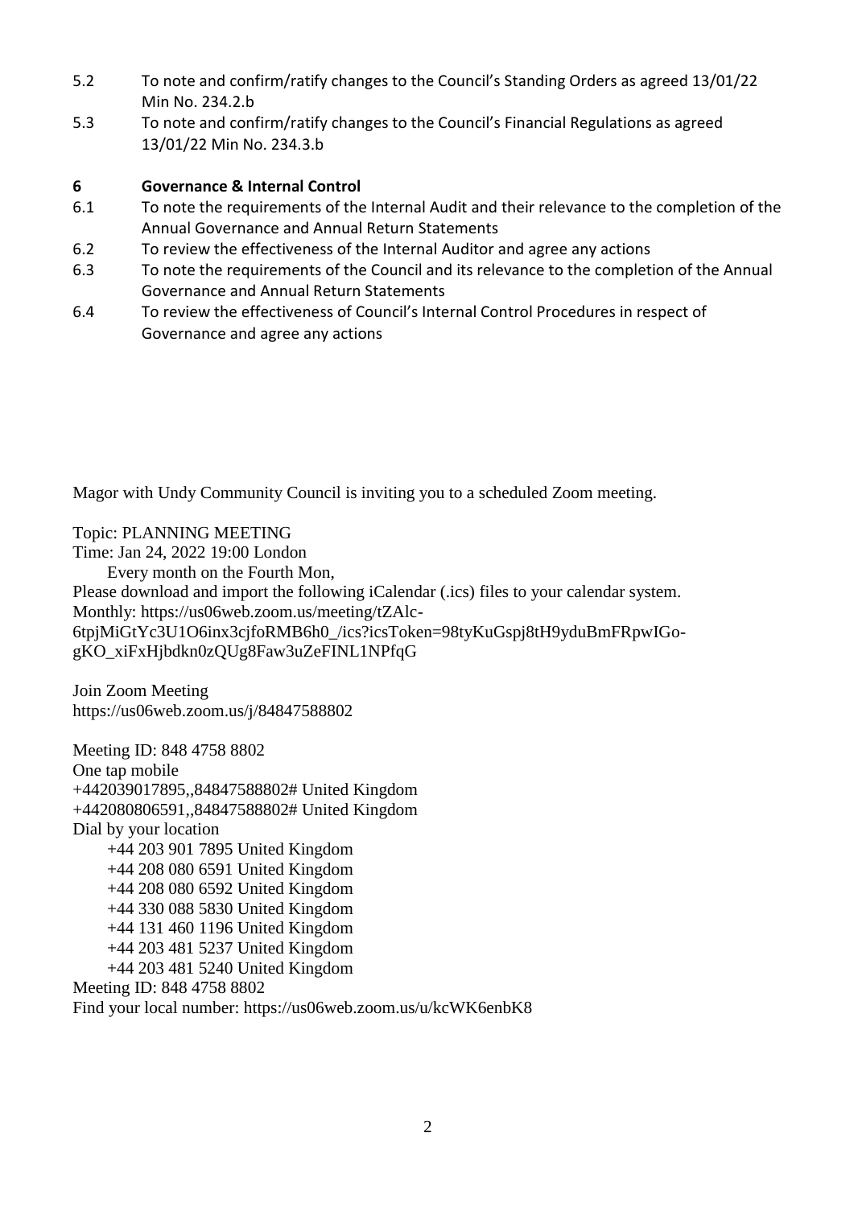5.2 To note and confirm/ratify changes to the Council's Standing Orders as agreed 13/01/22 Min No. 234.2.b

5.3 To note and confirm/ratify changes to the Council's Financial Regulations as agreed 13/01/22 Min No. 234.3.b

**6 Governance & Internal Control**

6.1 To note the requirements of the Internal Audit and their relevance to the completion of the Annual Governance and Annual Return Statements

6.2 To review the effectiveness of the Internal Auditor and agree any actions

6.3 To note the requirements of the Council and its relevance to the completion of the Annual Governance and Annual Return Statements

6.4 To review the effectiveness of Council's Internal Control Procedures in respect of Governance and agree any actions

Magor with Undy Community Council is inviting you to a scheduled Zoom meeting.

Topic: PLANNING MEETING
Time: Jan 24, 2022 19:00 London
Every month on the Fourth Mon,
Please download and import the following iCalendar (.ics) files to your calendar system.
Monthly: https://us06web.zoom.us/meeting/tZAlc-6tpjMiGtYc3U1O6inx3cjfoRMB6h0_/ics?icsToken=98tyKuGspj8tH9yduBmFRpwIGo-gKO_xiFxHjbdkn0zQUg8Faw3uZeFINL1NPfqG

Join Zoom Meeting
https://us06web.zoom.us/j/84847588802

Meeting ID: 848 4758 8802
One tap mobile
+442039017895,,84847588802# United Kingdom
+442080806591,,84847588802# United Kingdom
Dial by your location
+44 203 901 7895 United Kingdom
+44 208 080 6591 United Kingdom
+44 208 080 6592 United Kingdom
+44 330 088 5830 United Kingdom
+44 131 460 1196 United Kingdom
+44 203 481 5237 United Kingdom
+44 203 481 5240 United Kingdom
Meeting ID: 848 4758 8802
Find your local number: https://us06web.zoom.us/u/kcWK6enbK8